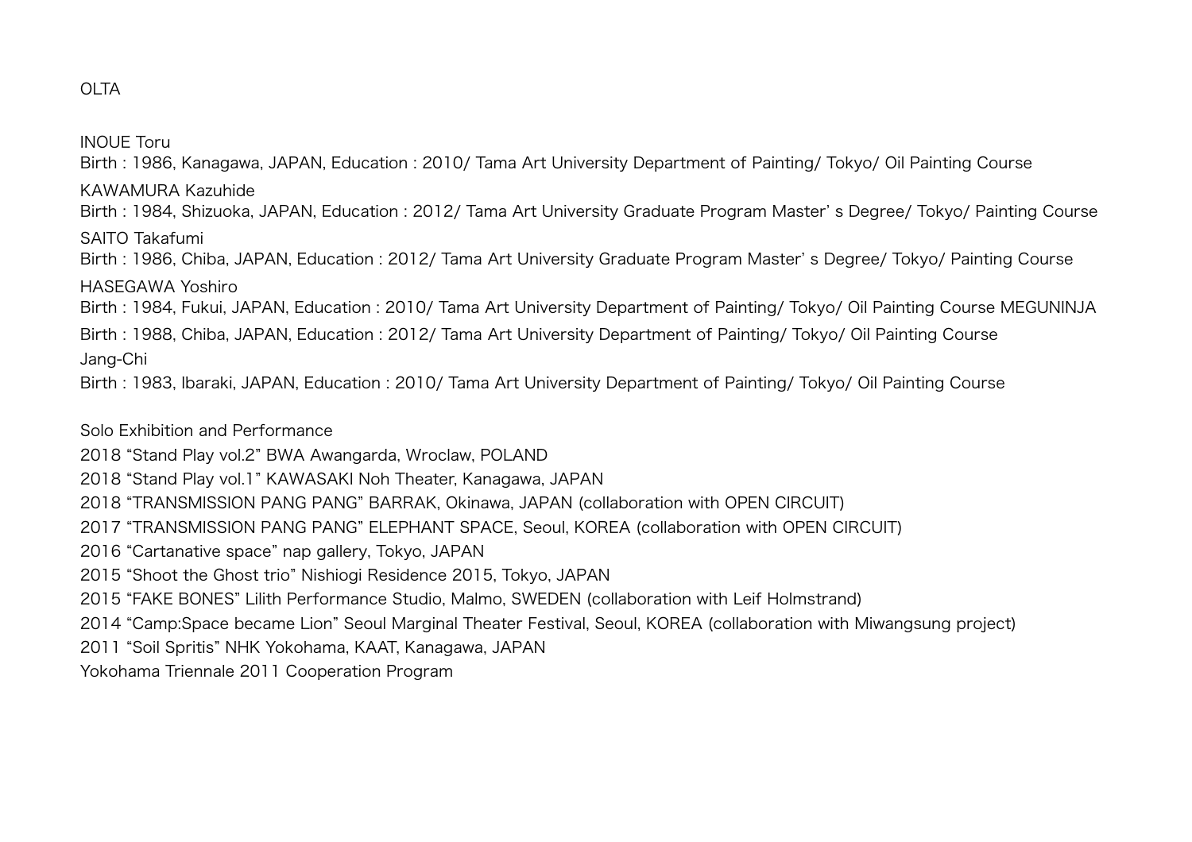OLTA

INOUE Toru
Birth : 1986, Kanagawa, JAPAN, Education : 2010/ Tama Art University Department of Painting/ Tokyo/ Oil Painting Course

KAWAMURA Kazuhide
Birth : 1984, Shizuoka, JAPAN, Education : 2012/ Tama Art University Graduate Program Master' s Degree/ Tokyo/ Painting Course

SAITO Takafumi
Birth : 1986, Chiba, JAPAN, Education : 2012/ Tama Art University Graduate Program Master' s Degree/ Tokyo/ Painting Course

HASEGAWA Yoshiro
Birth : 1984, Fukui, JAPAN, Education : 2010/ Tama Art University Department of Painting/ Tokyo/ Oil Painting Course MEGUNINJA
Birth : 1988, Chiba, JAPAN, Education : 2012/ Tama Art University Department of Painting/ Tokyo/ Oil Painting Course

Jang-Chi
Birth : 1983, Ibaraki, JAPAN, Education : 2010/ Tama Art University Department of Painting/ Tokyo/ Oil Painting Course

Solo Exhibition and Performance

2018 "Stand Play vol.2" BWA Awangarda, Wroclaw, POLAND
2018 "Stand Play vol.1" KAWASAKI Noh Theater, Kanagawa, JAPAN
2018 "TRANSMISSION PANG PANG" BARRAK, Okinawa, JAPAN (collaboration with OPEN CIRCUIT)
2017 "TRANSMISSION PANG PANG" ELEPHANT SPACE, Seoul, KOREA (collaboration with OPEN CIRCUIT)
2016 "Cartanative space" nap gallery, Tokyo, JAPAN
2015 "Shoot the Ghost trio" Nishiogi Residence 2015, Tokyo, JAPAN
2015 "FAKE BONES" Lilith Performance Studio, Malmo, SWEDEN (collaboration with Leif Holmstrand)
2014 "Camp:Space became Lion" Seoul Marginal Theater Festival, Seoul, KOREA (collaboration with Miwangsung project)
2011 "Soil Spritis" NHK Yokohama, KAAT, Kanagawa, JAPAN
Yokohama Triennale 2011 Cooperation Program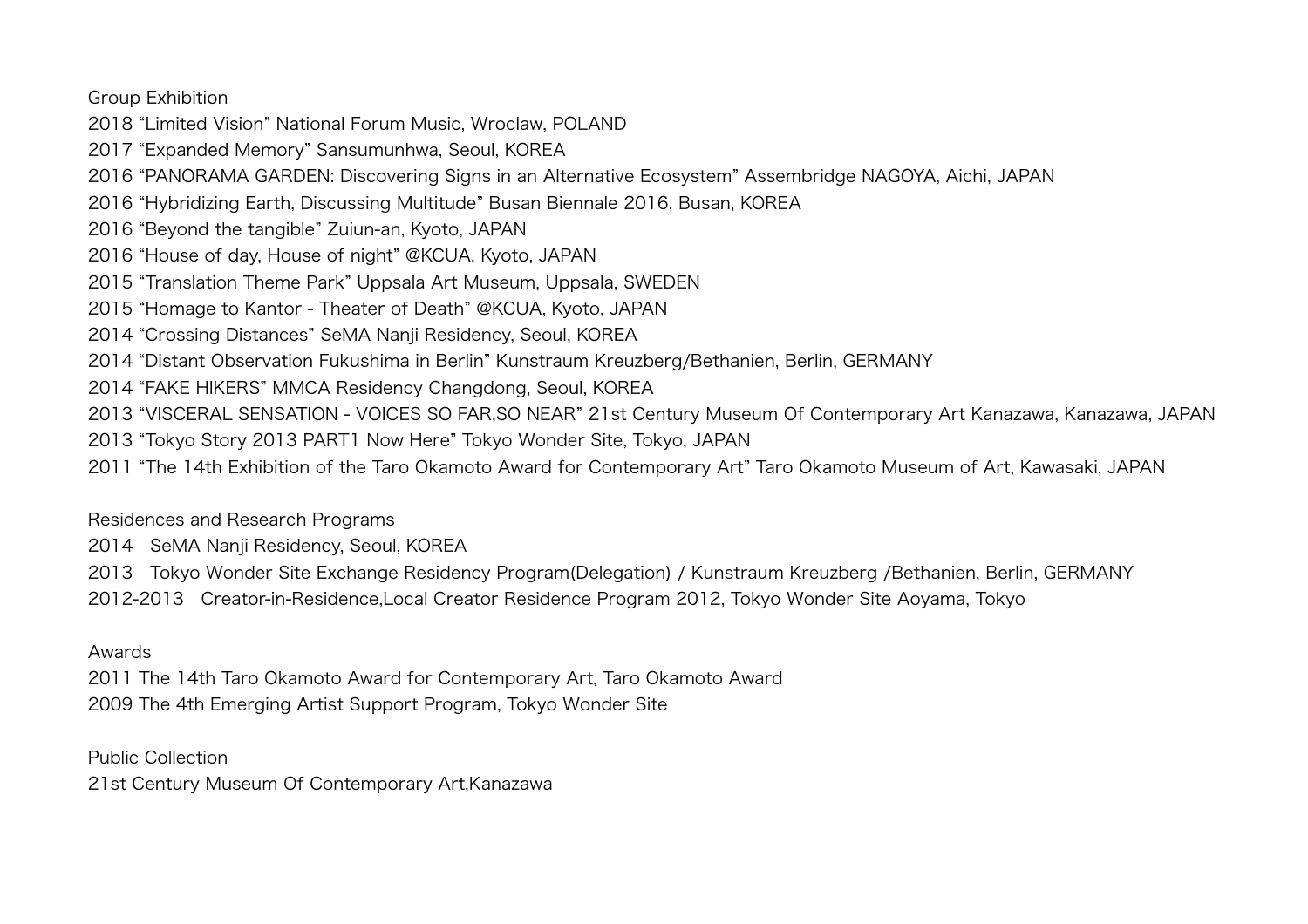## Group Exhibition

2018 “Limited Vision” National Forum Music, Wroclaw, POLAND
2017 “Expanded Memory” Sansumunhwa, Seoul, KOREA
2016 “PANORAMA GARDEN: Discovering Signs in an Alternative Ecosystem” Assembridge NAGOYA, Aichi, JAPAN
2016 “Hybridizing Earth, Discussing Multitude” Busan Biennale 2016, Busan, KOREA
2016 “Beyond the tangible” Zuiun-an, Kyoto, JAPAN
2016 “House of day, House of night” @KCUA, Kyoto, JAPAN
2015 “Translation Theme Park” Uppsala Art Museum, Uppsala, SWEDEN
2015 “Homage to Kantor - Theater of Death” @KCUA, Kyoto, JAPAN
2014 “Crossing Distances” SeMA Nanji Residency, Seoul, KOREA
2014 “Distant Observation Fukushima in Berlin” Kunstraum Kreuzberg/Bethanien, Berlin, GERMANY
2014 “FAKE HIKERS” MMCA Residency Changdong, Seoul, KOREA
2013 “VISCERAL SENSATION - VOICES SO FAR,SO NEAR” 21st Century Museum Of Contemporary Art Kanazawa, Kanazawa, JAPAN
2013 “Tokyo Story 2013 PART1 Now Here” Tokyo Wonder Site, Tokyo, JAPAN
2011 “The 14th Exhibition of the Taro Okamoto Award for Contemporary Art” Taro Okamoto Museum of Art, Kawasaki, JAPAN

## Residences and Research Programs

2014 SeMA Nanji Residency, Seoul, KOREA
2013 Tokyo Wonder Site Exchange Residency Program(Delegation) / Kunstraum Kreuzberg /Bethanien, Berlin, GERMANY
2012-2013 Creator-in-Residence,Local Creator Residence Program 2012, Tokyo Wonder Site Aoyama, Tokyo

## Awards

2011 The 14th Taro Okamoto Award for Contemporary Art, Taro Okamoto Award
2009 The 4th Emerging Artist Support Program, Tokyo Wonder Site

## Public Collection

21st Century Museum Of Contemporary Art,Kanazawa